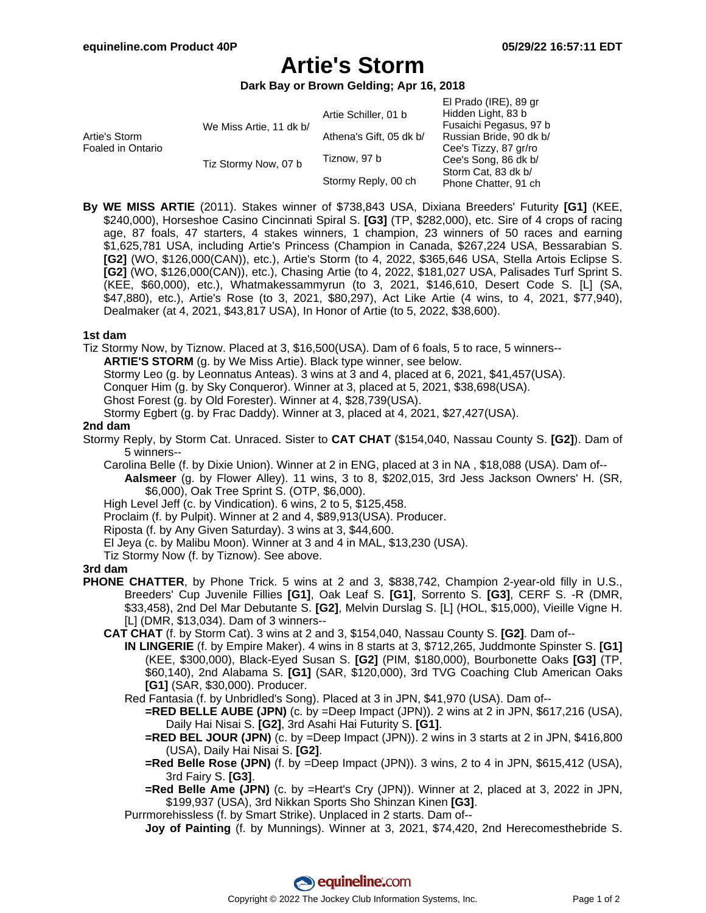# Artie's Storm

**Dark Bay or Brown Gelding; Apr 16, 2018**

| | | | |
|---|---|---|---|
| Artie's Storm<br>Foaled in Ontario | We Miss Artie, 11 dk b/ | Artie Schiller, 01 b | El Prado (IRE), 89 gr |
| | | | Hidden Light, 83 b |
| | | Athena's Gift, 05 dk b/ | Fusaichi Pegasus, 97 b |
| | | | Russian Bride, 90 dk b/ |
| | Tiz Stormy Now, 07 b | Tiznow, 97 b | Cee's Tizzy, 87 gr/ro |
| | | | Cee's Song, 86 dk b/ |
| | | Stormy Reply, 00 ch | Storm Cat, 83 dk b/ |
| | | | Phone Chatter, 91 ch |

**By WE MISS ARTIE** (2011). Stakes winner of $738,843 USA, Dixiana Breeders' Futurity **[G1]** (KEE, $240,000), Horseshoe Casino Cincinnati Spiral S. **[G3]** (TP, $282,000), etc. Sire of 4 crops of racing age, 87 foals, 47 starters, 4 stakes winners, 1 champion, 23 winners of 50 races and earning $1,625,781 USA, including Artie's Princess (Champion in Canada, $267,224 USA, Bessarabian S. **[G2]** (WO, $126,000(CAN)), etc.), Artie's Storm (to 4, 2022, $365,646 USA, Stella Artois Eclipse S. **[G2]** (WO, $126,000(CAN)), etc.), Chasing Artie (to 4, 2022, $181,027 USA, Palisades Turf Sprint S. (KEE, $60,000), etc.), Whatmakessammyrun (to 3, 2021, $146,610, Desert Code S. [L] (SA, $47,880), etc.), Artie's Rose (to 3, 2021, $80,297), Act Like Artie (4 wins, to 4, 2021, $77,940), Dealmaker (at 4, 2021, $43,817 USA), In Honor of Artie (to 5, 2022, $38,600).

### 1st dam

Tiz Stormy Now, by Tiznow. Placed at 3, $16,500(USA). Dam of 6 foals, 5 to race, 5 winners--

- **ARTIE'S STORM** (g. by We Miss Artie). Black type winner, see below.
- Stormy Leo (g. by Leonnatus Anteas). 3 wins at 3 and 4, placed at 6, 2021, $41,457(USA).
- Conquer Him (g. by Sky Conqueror). Winner at 3, placed at 5, 2021, $38,698(USA).
- Ghost Forest (g. by Old Forester). Winner at 4, $28,739(USA).
- Stormy Egbert (g. by Frac Daddy). Winner at 3, placed at 4, 2021, $27,427(USA).

### 2nd dam

Stormy Reply, by Storm Cat. Unraced. Sister to **CAT CHAT** ($154,040, Nassau County S. **[G2]**). Dam of 5 winners--

- Carolina Belle (f. by Dixie Union). Winner at 2 in ENG, placed at 3 in NA , $18,088 (USA). Dam of--
  - **Aalsmeer** (g. by Flower Alley). 11 wins, 3 to 8, $202,015, 3rd Jess Jackson Owners' H. (SR, $6,000), Oak Tree Sprint S. (OTP, $6,000).
- High Level Jeff (c. by Vindication). 6 wins, 2 to 5, $125,458.
- Proclaim (f. by Pulpit). Winner at 2 and 4, $89,913(USA). Producer.
- Riposta (f. by Any Given Saturday). 3 wins at 3, $44,600.
- El Jeya (c. by Malibu Moon). Winner at 3 and 4 in MAL, $13,230 (USA).
- Tiz Stormy Now (f. by Tiznow). See above.

### 3rd dam

**PHONE CHATTER**, by Phone Trick. 5 wins at 2 and 3, $838,742, Champion 2-year-old filly in U.S., Breeders' Cup Juvenile Fillies **[G1]**, Oak Leaf S. **[G1]**, Sorrento S. **[G3]**, CERF S. -R (DMR, $33,458), 2nd Del Mar Debutante S. **[G2]**, Melvin Durslag S. [L] (HOL, $15,000), Vieille Vigne H. [L] (DMR, $13,034). Dam of 3 winners--

- **CAT CHAT** (f. by Storm Cat). 3 wins at 2 and 3, $154,040, Nassau County S. **[G2]**. Dam of--
  - **IN LINGERIE** (f. by Empire Maker). 4 wins in 8 starts at 3, $712,265, Juddmonte Spinster S. **[G1]** (KEE, $300,000), Black-Eyed Susan S. **[G2]** (PIM, $180,000), Bourbonette Oaks **[G3]** (TP, $60,140), 2nd Alabama S. **[G1]** (SAR, $120,000), 3rd TVG Coaching Club American Oaks **[G1]** (SAR, $30,000). Producer.
  - Red Fantasia (f. by Unbridled's Song). Placed at 3 in JPN, $41,970 (USA). Dam of--
    - **=RED BELLE AUBE (JPN)** (c. by =Deep Impact (JPN)). 2 wins at 2 in JPN, $617,216 (USA), Daily Hai Nisai S. **[G2]**, 3rd Asahi Hai Futurity S. **[G1]**.
    - **=RED BEL JOUR (JPN)** (c. by =Deep Impact (JPN)). 2 wins in 3 starts at 2 in JPN, $416,800 (USA), Daily Hai Nisai S. **[G2]**.
    - **=Red Belle Rose (JPN)** (f. by =Deep Impact (JPN)). 3 wins, 2 to 4 in JPN, $615,412 (USA), 3rd Fairy S. **[G3]**.
    - **=Red Belle Ame (JPN)** (c. by =Heart's Cry (JPN)). Winner at 2, placed at 3, 2022 in JPN, $199,937 (USA), 3rd Nikkan Sports Sho Shinzan Kinen **[G3]**.
  - Purrmorehissless (f. by Smart Strike). Unplaced in 2 starts. Dam of--
    - **Joy of Painting** (f. by Munnings). Winner at 3, 2021, $74,420, 2nd Herecomesthebride S.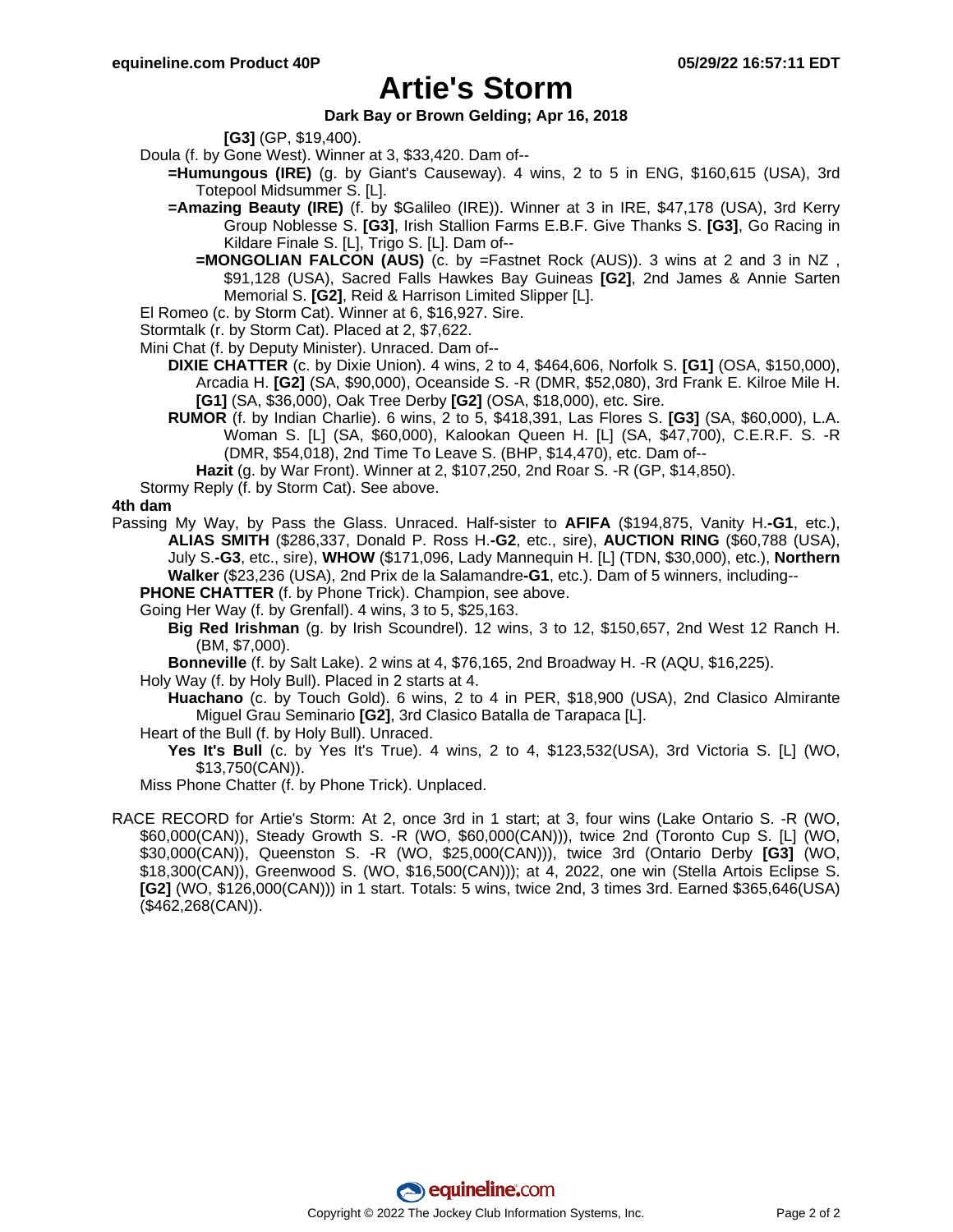# Artie's Storm

**Dark Bay or Brown Gelding; Apr 16, 2018**

**[G3]** (GP, $19,400).

Doula (f. by Gone West). Winner at 3, $33,420. Dam of--

**=Humungous (IRE)** (g. by Giant's Causeway). 4 wins, 2 to 5 in ENG, $160,615 (USA), 3rd Totepool Midsummer S. [L].

**=Amazing Beauty (IRE)** (f. by $Galileo (IRE)). Winner at 3 in IRE, $47,178 (USA), 3rd Kerry Group Noblesse S. **[G3]**, Irish Stallion Farms E.B.F. Give Thanks S. **[G3]**, Go Racing in Kildare Finale S. [L], Trigo S. [L]. Dam of--

**=MONGOLIAN FALCON (AUS)** (c. by =Fastnet Rock (AUS)). 3 wins at 2 and 3 in NZ , $91,128 (USA), Sacred Falls Hawkes Bay Guineas **[G2]**, 2nd James & Annie Sarten Memorial S. **[G2]**, Reid & Harrison Limited Slipper [L].

El Romeo (c. by Storm Cat). Winner at 6, $16,927. Sire.

Stormtalk (r. by Storm Cat). Placed at 2, $7,622.

Mini Chat (f. by Deputy Minister). Unraced. Dam of--

**DIXIE CHATTER** (c. by Dixie Union). 4 wins, 2 to 4, $464,606, Norfolk S. **[G1]** (OSA, $150,000), Arcadia H. **[G2]** (SA, $90,000), Oceanside S. -R (DMR, $52,080), 3rd Frank E. Kilroe Mile H. **[G1]** (SA, $36,000), Oak Tree Derby **[G2]** (OSA, $18,000), etc. Sire.

**RUMOR** (f. by Indian Charlie). 6 wins, 2 to 5, $418,391, Las Flores S. **[G3]** (SA, $60,000), L.A. Woman S. [L] (SA, $60,000), Kalookan Queen H. [L] (SA, $47,700), C.E.R.F. S. -R (DMR, $54,018), 2nd Time To Leave S. (BHP, $14,470), etc. Dam of--

**Hazit** (g. by War Front). Winner at 2, $107,250, 2nd Roar S. -R (GP, $14,850).

Stormy Reply (f. by Storm Cat). See above.

**4th dam**

Passing My Way, by Pass the Glass. Unraced. Half-sister to **AFIFA** ($194,875, Vanity H.**-G1**, etc.), **ALIAS SMITH** ($286,337, Donald P. Ross H.**-G2**, etc., sire), **AUCTION RING** ($60,788 (USA), July S.**-G3**, etc., sire), **WHOW** ($171,096, Lady Mannequin H. [L] (TDN, $30,000), etc.), **Northern Walker** ($23,236 (USA), 2nd Prix de la Salamandre**-G1**, etc.). Dam of 5 winners, including--

**PHONE CHATTER** (f. by Phone Trick). Champion, see above.

Going Her Way (f. by Grenfall). 4 wins, 3 to 5, $25,163.

**Big Red Irishman** (g. by Irish Scoundrel). 12 wins, 3 to 12, $150,657, 2nd West 12 Ranch H. (BM, $7,000).

**Bonneville** (f. by Salt Lake). 2 wins at 4, $76,165, 2nd Broadway H. -R (AQU, $16,225).

Holy Way (f. by Holy Bull). Placed in 2 starts at 4.

**Huachano** (c. by Touch Gold). 6 wins, 2 to 4 in PER, $18,900 (USA), 2nd Clasico Almirante Miguel Grau Seminario **[G2]**, 3rd Clasico Batalla de Tarapaca [L].

Heart of the Bull (f. by Holy Bull). Unraced.

**Yes It's Bull** (c. by Yes It's True). 4 wins, 2 to 4, $123,532(USA), 3rd Victoria S. [L] (WO, $13,750(CAN)).

Miss Phone Chatter (f. by Phone Trick). Unplaced.

RACE RECORD for Artie's Storm: At 2, once 3rd in 1 start; at 3, four wins (Lake Ontario S. -R (WO, $60,000(CAN)), Steady Growth S. -R (WO, $60,000(CAN))), twice 2nd (Toronto Cup S. [L] (WO, $30,000(CAN)), Queenston S. -R (WO, $25,000(CAN))), twice 3rd (Ontario Derby **[G3]** (WO, $18,300(CAN)), Greenwood S. (WO, $16,500(CAN))); at 4, 2022, one win (Stella Artois Eclipse S. **[G2]** (WO, $126,000(CAN))) in 1 start. Totals: 5 wins, twice 2nd, 3 times 3rd. Earned $365,646(USA) ($462,268(CAN)).